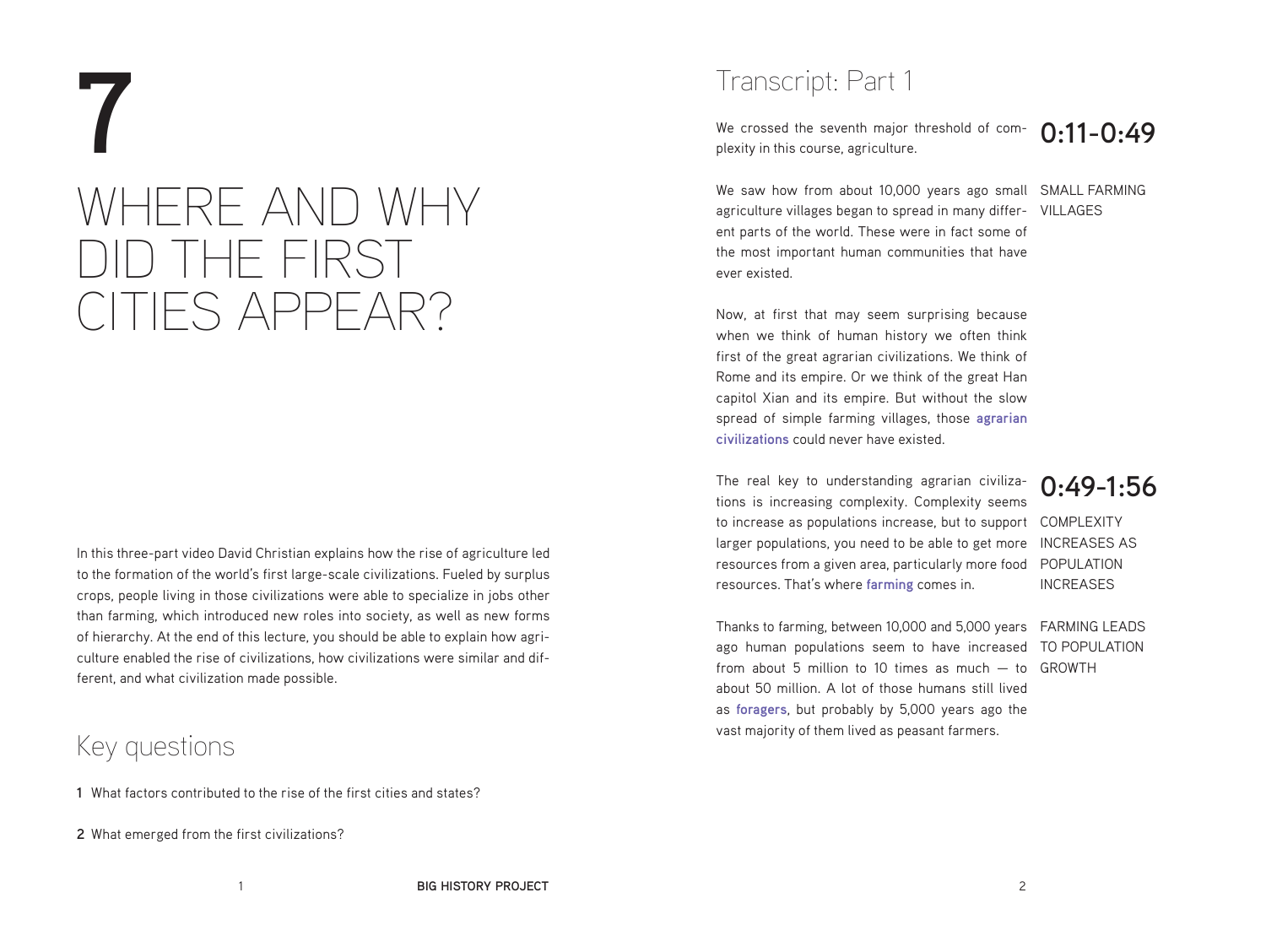# 7

# WHERE AND WHY DID THE FIRST CITIES APPEAR?

In this three-part video David Christian explains how the rise of agriculture led to the formation of the world's first large-scale civilizations. Fueled by surplus crops, people living in those civilizations were able to specialize in jobs other than farming, which introduced new roles into society, as well as new forms of hierarchy. At the end of this lecture, you should be able to explain how agriculture enabled the rise of civilizations, how civilizations were similar and different, and what civilization made possible.

## Key questions

**1** What factors contributed to the rise of the first cities and states?

**2** What emerged from the first civilizations?

## Transcript: Part 1

### 0:11-0:49

We crossed the seventh major threshold of complexity in this course, agriculture.

SMALL FARMING VILLAGES

We saw how from about 10,000 years ago small agriculture villages began to spread in many different parts of the world. These were in fact some of the most important human communities that have ever existed.

Now, at first that may seem surprising because when we think of human history we often think first of the great agrarian civilizations. We think of Rome and its empire. Or we think of the great Han capitol Xian and its empire. But without the slow spread of simple farming villages, those **agrarian civilizations** could never have existed.

### 0:49-1:56

COMPLEXITY INCREASES AS POPULATION INCREASES

The real key to understanding agrarian civilizations is increasing complexity. Complexity seems to increase as populations increase, but to support larger populations, you need to be able to get more resources from a given area, particularly more food resources. That's where **farming** comes in.

FARMING LEADS TO POPULATION GROWTH

Thanks to farming, between 10,000 and 5,000 years ago human populations seem to have increased from about 5 million to 10 times as much — to about 50 million. A lot of those humans still lived as **foragers**, but probably by 5,000 years ago the vast majority of them lived as peasant farmers.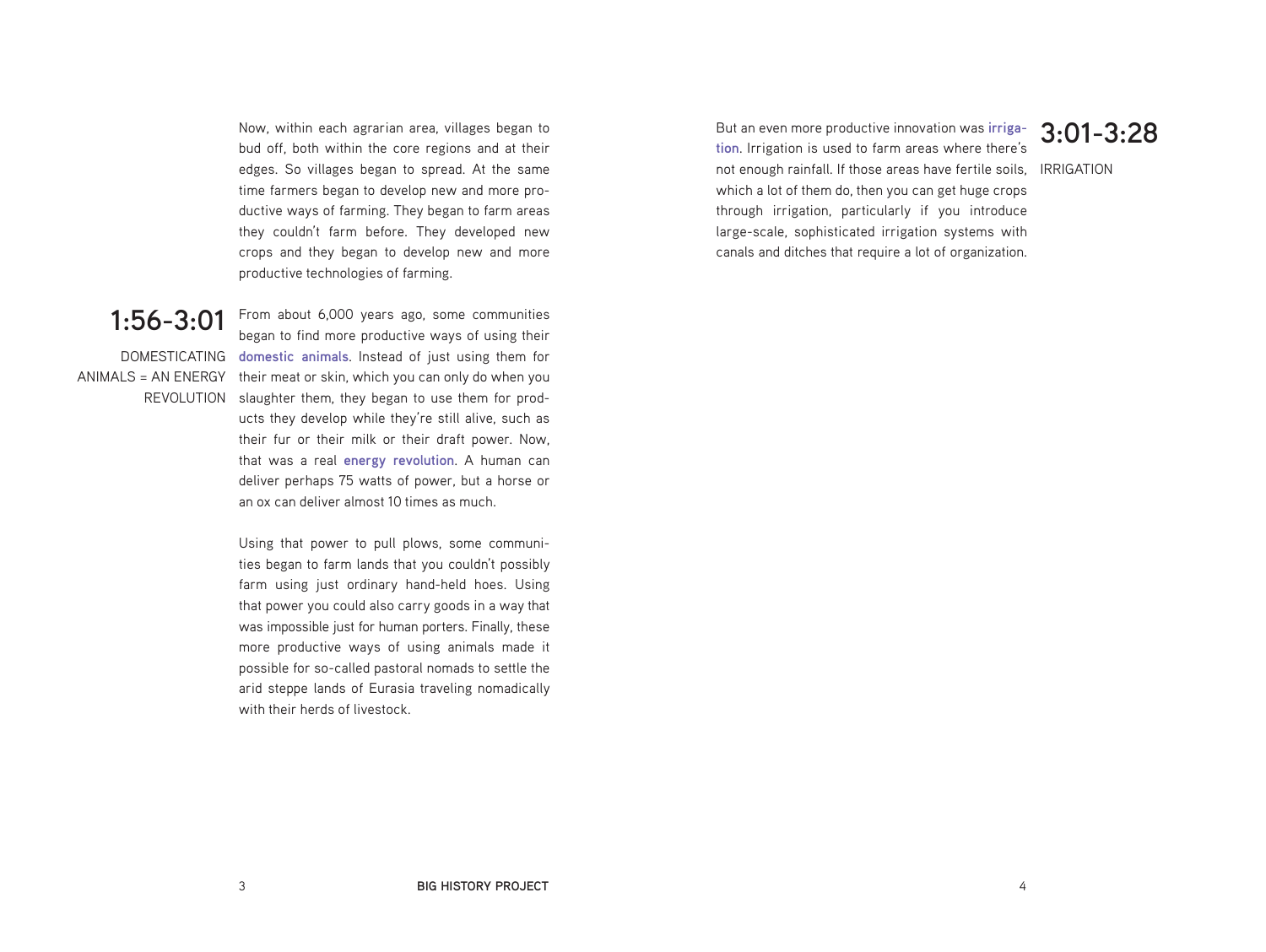Now, within each agrarian area, villages began to bud off, both within the core regions and at their edges. So villages began to spread. At the same time farmers began to develop new and more productive ways of farming. They began to farm areas they couldn't farm before. They developed new crops and they began to develop new and more productive technologies of farming.

## 1:56-3:01

DOMESTICATING ANIMALS = AN ENERGY REVOLUTION

From about 6,000 years ago, some communities began to find more productive ways of using their **domestic animals**. Instead of just using them for their meat or skin, which you can only do when you slaughter them, they began to use them for products they develop while they're still alive, such as their fur or their milk or their draft power. Now, that was a real **energy revolution**. A human can deliver perhaps 75 watts of power, but a horse or an ox can deliver almost 10 times as much.

Using that power to pull plows, some communities began to farm lands that you couldn't possibly farm using just ordinary hand-held hoes. Using that power you could also carry goods in a way that was impossible just for human porters. Finally, these more productive ways of using animals made it possible for so-called pastoral nomads to settle the arid steppe lands of Eurasia traveling nomadically with their herds of livestock.

## 3:01-3:28

IRRIGATION

But an even more productive innovation was **irrigation**. Irrigation is used to farm areas where there's not enough rainfall. If those areas have fertile soils, which a lot of them do, then you can get huge crops through irrigation, particularly if you introduce large-scale, sophisticated irrigation systems with canals and ditches that require a lot of organization.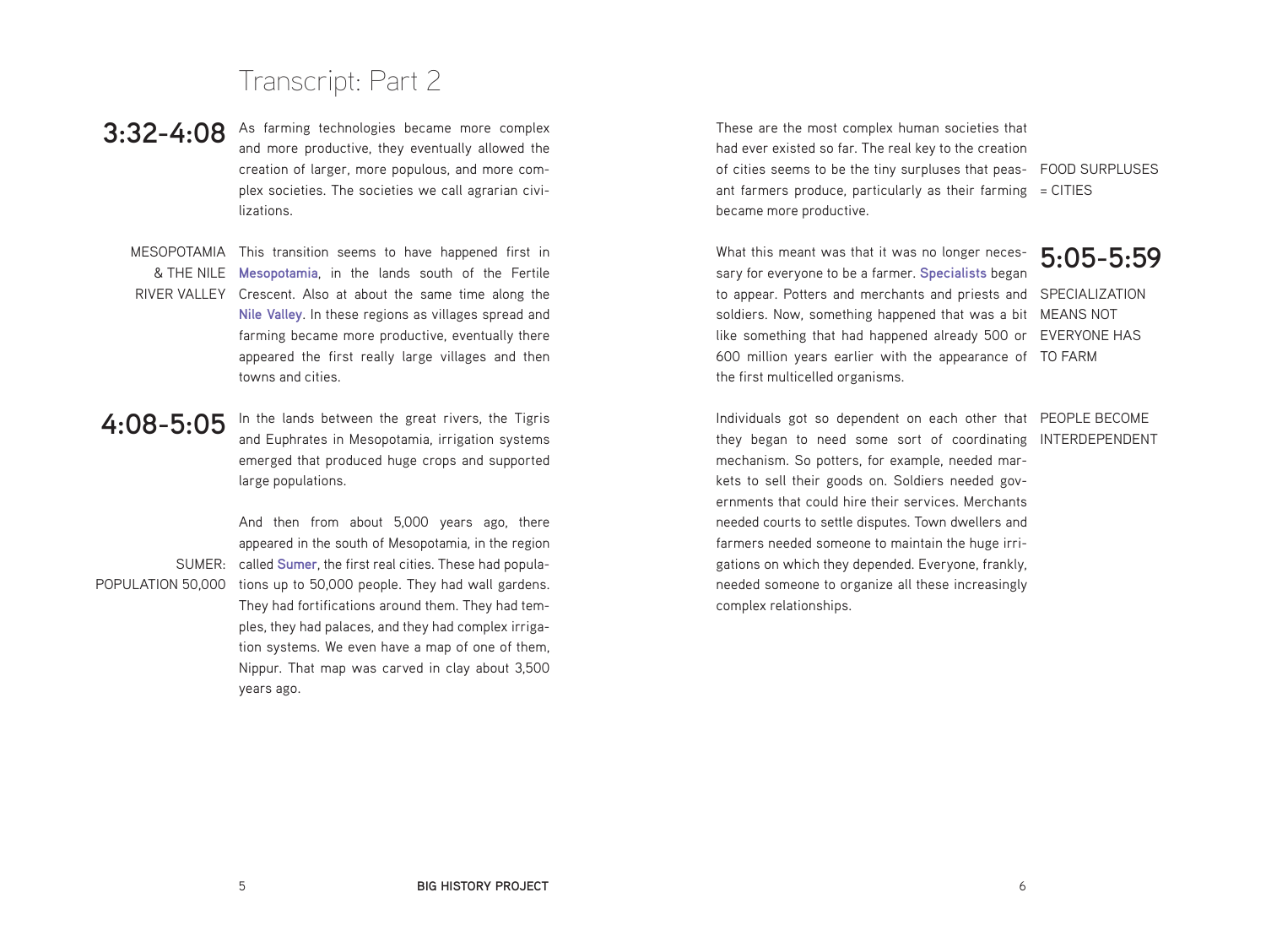# Transcript: Part 2

**3:32-4:08**

As farming technologies became more complex and more productive, they eventually allowed the creation of larger, more populous, and more complex societies. The societies we call agrarian civilizations.

MESOPOTAMIA & THE NILE RIVER VALLEY

This transition seems to have happened first in **Mesopotamia**, in the lands south of the Fertile Crescent. Also at about the same time along the **Nile Valley**. In these regions as villages spread and farming became more productive, eventually there appeared the first really large villages and then towns and cities.

**4:08-5:05**

In the lands between the great rivers, the Tigris and Euphrates in Mesopotamia, irrigation systems emerged that produced huge crops and supported large populations.

SUMER: POPULATION 50,000

And then from about 5,000 years ago, there appeared in the south of Mesopotamia, in the region called **Sumer**, the first real cities. These had populations up to 50,000 people. They had wall gardens. They had fortifications around them. They had temples, they had palaces, and they had complex irrigation systems. We even have a map of one of them, Nippur. That map was carved in clay about 3,500 years ago.

These are the most complex human societies that had ever existed so far. The real key to the creation of cities seems to be the tiny surpluses that peasant farmers produce, particularly as their farming became more productive.

FOOD SURPLUSES = CITIES

**5:05-5:59**

SPECIALIZATION MEANS NOT EVERYONE HAS TO FARM

What this meant was that it was no longer necessary for everyone to be a farmer. **Specialists** began to appear. Potters and merchants and priests and soldiers. Now, something happened that was a bit like something that had happened already 500 or 600 million years earlier with the appearance of the first multicelled organisms.

PEOPLE BECOME INTERDEPENDENT

Individuals got so dependent on each other that they began to need some sort of coordinating mechanism. So potters, for example, needed markets to sell their goods on. Soldiers needed governments that could hire their services. Merchants needed courts to settle disputes. Town dwellers and farmers needed someone to maintain the huge irrigations on which they depended. Everyone, frankly, needed someone to organize all these increasingly complex relationships.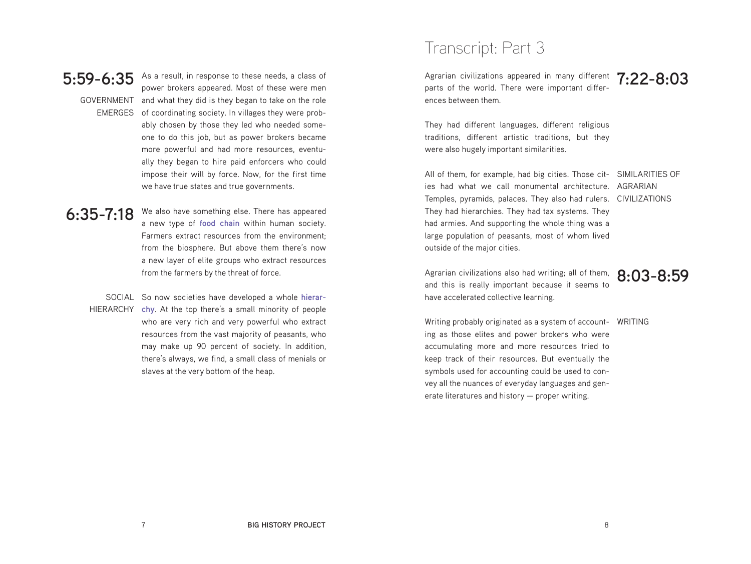**5:59-6:35**

GOVERNMENT EMERGES

As a result, in response to these needs, a class of power brokers appeared. Most of these were men and what they did is they began to take on the role of coordinating society. In villages they were probably chosen by those they led who needed someone to do this job, but as power brokers became more powerful and had more resources, eventually they began to hire paid enforcers who could impose their will by force. Now, for the first time we have true states and true governments.

**6:35-7:18**

We also have something else. There has appeared a new type of **food chain** within human society. Farmers extract resources from the environment; from the biosphere. But above them there's now a new layer of elite groups who extract resources from the farmers by the threat of force.

SOCIAL HIERARCHY

So now societies have developed a whole **hierarchy**. At the top there's a small minority of people who are very rich and very powerful who extract resources from the vast majority of peasants, who may make up 90 percent of society. In addition, there's always, we find, a small class of menials or slaves at the very bottom of the heap.

# Transcript: Part 3

**7:22-8:03**

Agrarian civilizations appeared in many different parts of the world. There were important differences between them.

They had different languages, different religious traditions, different artistic traditions, but they were also hugely important similarities.

SIMILARITIES OF AGRARIAN CIVILIZATIONS

All of them, for example, had big cities. Those cities had what we call monumental architecture. Temples, pyramids, palaces. They also had rulers. They had hierarchies. They had tax systems. They had armies. And supporting the whole thing was a large population of peasants, most of whom lived outside of the major cities.

**8:03-8:59**

Agrarian civilizations also had writing; all of them, and this is really important because it seems to have accelerated collective learning.

WRITING

Writing probably originated as a system of accounting as those elites and power brokers who were accumulating more and more resources tried to keep track of their resources. But eventually the symbols used for accounting could be used to convey all the nuances of everyday languages and generate literatures and history — proper writing.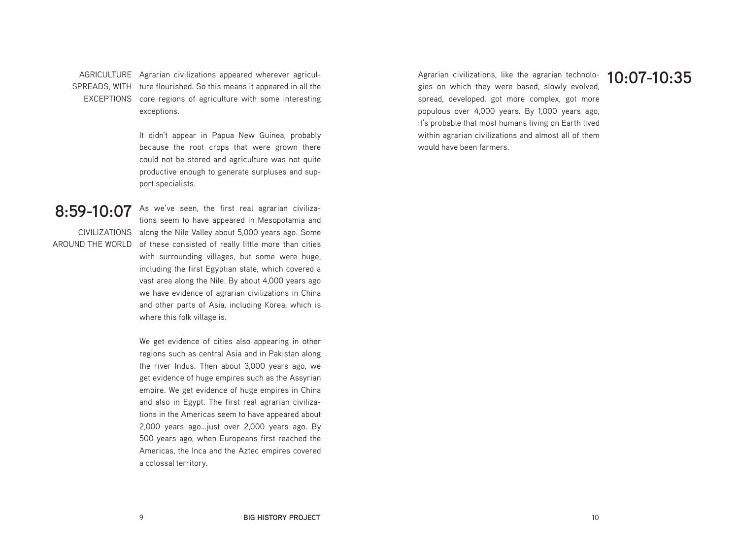AGRICULTURE SPREADS, WITH EXCEPTIONS

Agrarian civilizations appeared wherever agriculture flourished. So this means it appeared in all the core regions of agriculture with some interesting exceptions.

It didn't appear in Papua New Guinea, probably because the root crops that were grown there could not be stored and agriculture was not quite productive enough to generate surpluses and support specialists.

## 8:59-10:07

CIVILIZATIONS AROUND THE WORLD

As we've seen, the first real agrarian civilizations seem to have appeared in Mesopotamia and along the Nile Valley about 5,000 years ago. Some of these consisted of really little more than cities with surrounding villages, but some were huge, including the first Egyptian state, which covered a vast area along the Nile. By about 4,000 years ago we have evidence of agrarian civilizations in China and other parts of Asia, including Korea, which is where this folk village is.

We get evidence of cities also appearing in other regions such as central Asia and in Pakistan along the river Indus. Then about 3,000 years ago, we get evidence of huge empires such as the Assyrian empire. We get evidence of huge empires in China and also in Egypt. The first real agrarian civilizations in the Americas seem to have appeared about 2,000 years ago...just over 2,000 years ago. By 500 years ago, when Europeans first reached the Americas, the Inca and the Aztec empires covered a colossal territory.

## 10:07-10:35

Agrarian civilizations, like the agrarian technologies on which they were based, slowly evolved, spread, developed, got more complex, got more populous over 4,000 years. By 1,000 years ago, it's probable that most humans living on Earth lived within agrarian civilizations and almost all of them would have been farmers.